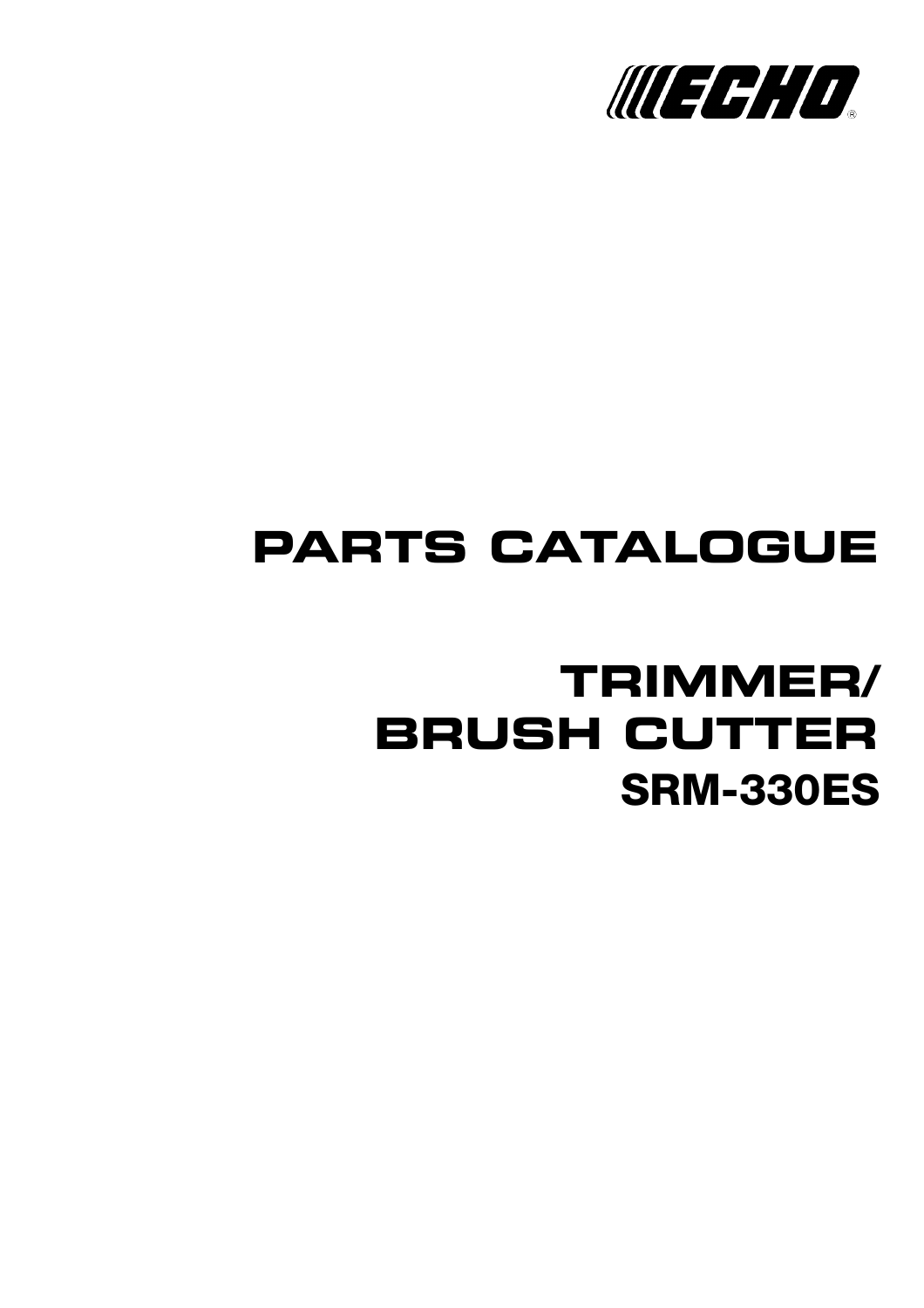ECHO®

# PARTS CATALOGUE

# TRIMMER/ BRUSH CUTTER

## SRM-330ES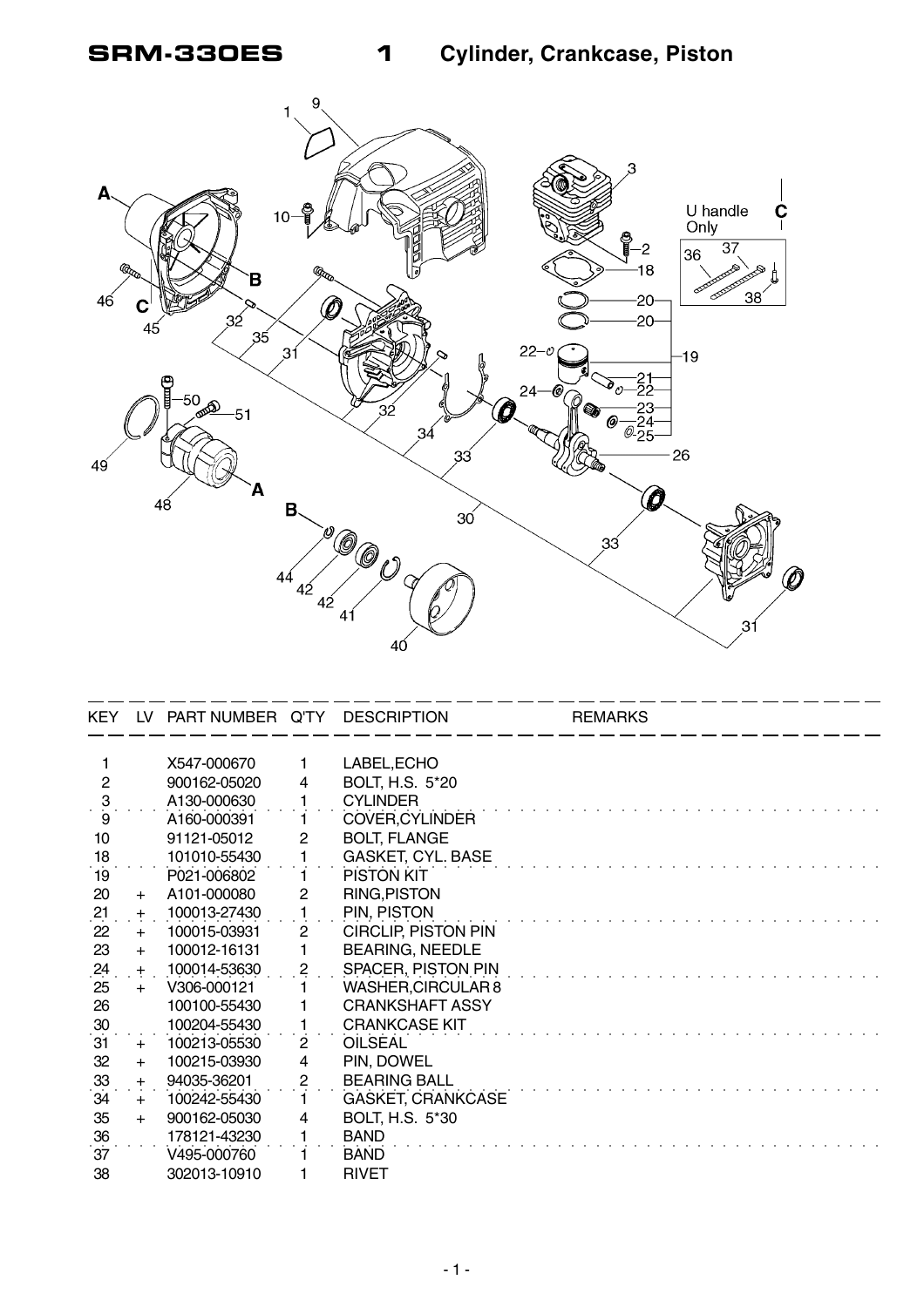# SRM-330ES    1    Cylinder, Crankcase, Piston

| KEY | LV | PART NUMBER | Q'TY | DESCRIPTION | REMARKS |
|---|---|---|---|---|---|
| 1 | | X547-000670 | 1 | LABEL,ECHO | |
| 2 | | 900162-05020 | 4 | BOLT, H.S. 5*20 | |
| 3 | | A130-000630 | 1 | CYLINDER | |
| 9 | | A160-000391 | 1 | COVER,CYLINDER | |
| 10 | | 91121-05012 | 2 | BOLT, FLANGE | |
| 18 | | 101010-55430 | 1 | GASKET, CYL. BASE | |
| 19 | | P021-006802 | 1 | PISTON KIT | |
| 20 | + | A101-000080 | 2 | RING,PISTON | |
| 21 | + | 100013-27430 | 1 | PIN, PISTON | |
| 22 | + | 100015-03931 | 2 | CIRCLIP, PISTON PIN | |
| 23 | + | 100012-16131 | 1 | BEARING, NEEDLE | |
| 24 | + | 100014-53630 | 2 | SPACER, PISTON PIN | |
| 25 | + | V306-000121 | 1 | WASHER,CIRCULAR 8 | |
| 26 | | 100100-55430 | 1 | CRANKSHAFT ASSY | |
| 30 | | 100204-55430 | 1 | CRANKCASE KIT | |
| 31 | + | 100213-05530 | 2 | OILSEAL | |
| 32 | + | 100215-03930 | 4 | PIN, DOWEL | |
| 33 | + | 94035-36201 | 2 | BEARING BALL | |
| 34 | + | 100242-55430 | 1 | GASKET, CRANKCASE | |
| 35 | + | 900162-05030 | 4 | BOLT, H.S. 5*30 | |
| 36 | | 178121-43230 | 1 | BAND | |
| 37 | | V495-000760 | 1 | BAND | |
| 38 | | 302013-10910 | 1 | RIVET | |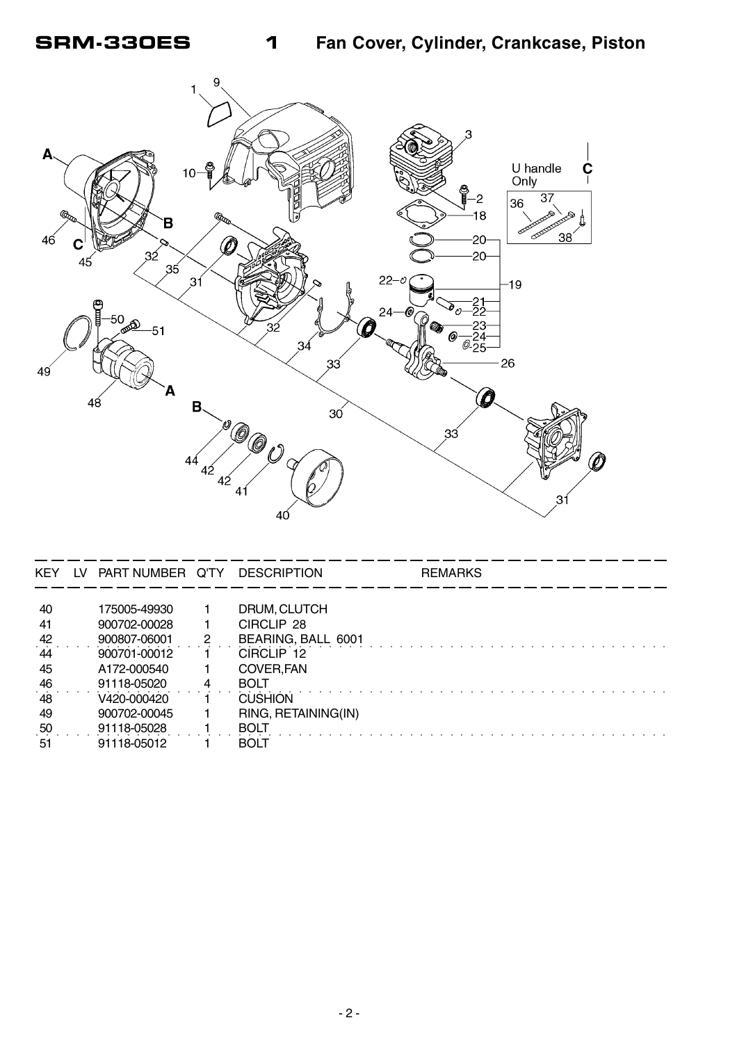# SRM-330ES 1 Fan Cover, Cylinder, Crankcase, Piston

| KEY | LV | PART NUMBER | Q'TY | DESCRIPTION | REMARKS |
|---|---|---|---|---|---|
| 40 | | 175005-49930 | 1 | DRUM, CLUTCH | |
| 41 | | 900702-00028 | 1 | CIRCLIP 28 | |
| 42 | | 900807-06001 | 2 | BEARING, BALL 6001 | |
| 44 | | 900701-00012 | 1 | CIRCLIP 12 | |
| 45 | | A172-000540 | 1 | COVER,FAN | |
| 46 | | 91118-05020 | 4 | BOLT | |
| 48 | | V420-000420 | 1 | CUSHION | |
| 49 | | 900702-00045 | 1 | RING, RETAINING(IN) | |
| 50 | | 91118-05028 | 1 | BOLT | |
| 51 | | 91118-05012 | 1 | BOLT | |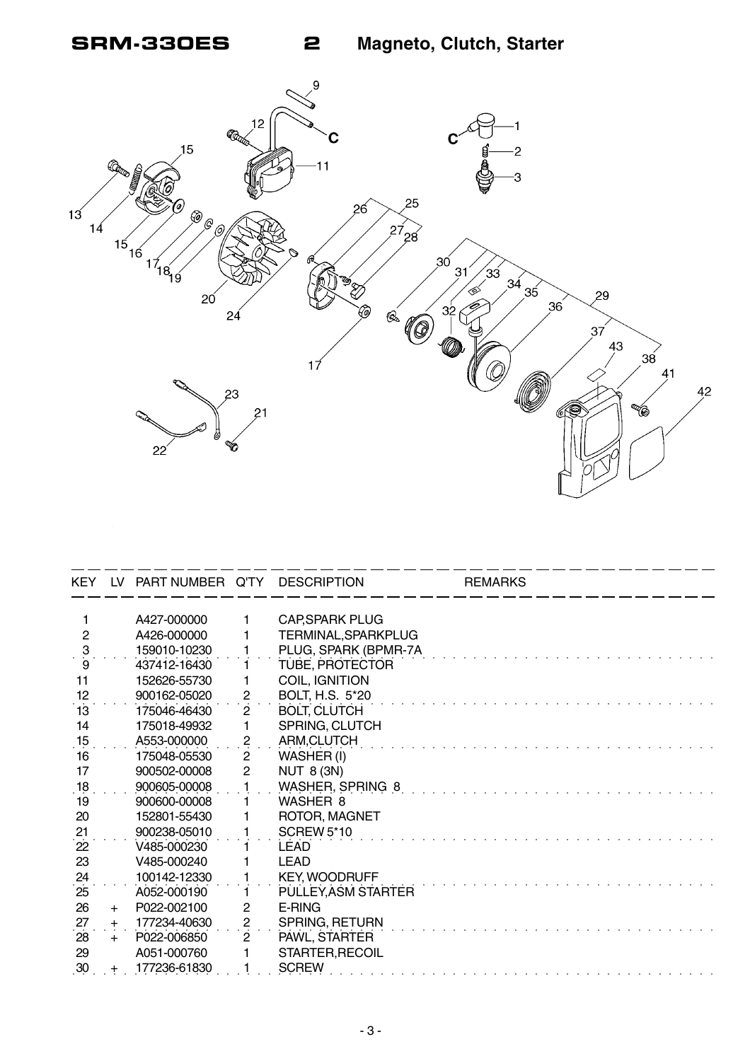# SRM-330ES 2 Magneto, Clutch, Starter

| KEY | LV | PART NUMBER | Q'TY | DESCRIPTION | REMARKS |
|---|---|---|---|---|---|
| 1 | | A427-000000 | 1 | CAP,SPARK PLUG | |
| 2 | | A426-000000 | 1 | TERMINAL,SPARKPLUG | |
| 3 | | 159010-10230 | 1 | PLUG, SPARK (BPMR-7A | |
| 9 | | 437412-16430 | 1 | TUBE, PROTECTOR | |
| 11 | | 152626-55730 | 1 | COIL, IGNITION | |
| 12 | | 900162-05020 | 2 | BOLT, H.S. 5*20 | |
| 13 | | 175046-46430 | 2 | BOLT, CLUTCH | |
| 14 | | 175018-49932 | 1 | SPRING, CLUTCH | |
| 15 | | A553-000000 | 2 | ARM,CLUTCH | |
| 16 | | 175048-05530 | 2 | WASHER (I) | |
| 17 | | 900502-00008 | 2 | NUT 8 (3N) | |
| 18 | | 900605-00008 | 1 | WASHER, SPRING 8 | |
| 19 | | 900600-00008 | 1 | WASHER 8 | |
| 20 | | 152801-55430 | 1 | ROTOR, MAGNET | |
| 21 | | 900238-05010 | 1 | SCREW 5*10 | |
| 22 | | V485-000230 | 1 | LEAD | |
| 23 | | V485-000240 | 1 | LEAD | |
| 24 | | 100142-12330 | 1 | KEY, WOODRUFF | |
| 25 | | A052-000190 | 1 | PULLEY,ASM STARTER | |
| 26 | + | P022-002100 | 2 | E-RING | |
| 27 | + | 177234-40630 | 2 | SPRING, RETURN | |
| 28 | + | P022-006850 | 2 | PAWL, STARTER | |
| 29 | | A051-000760 | 1 | STARTER,RECOIL | |
| 30 | + | 177236-61830 | 1 | SCREW | |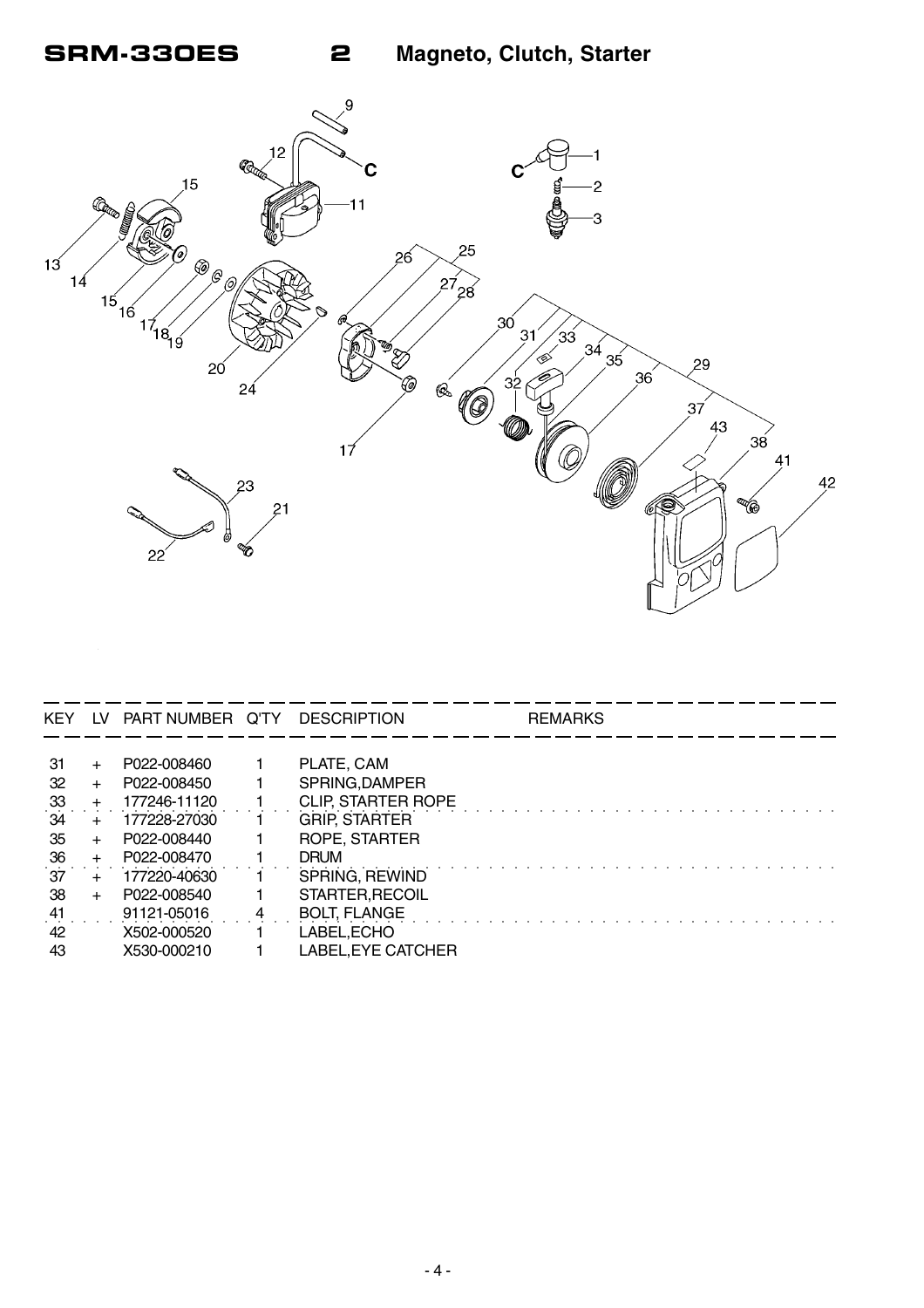# SRM-330ES 2 Magneto, Clutch, Starter

| KEY | LV | PART NUMBER | Q'TY | DESCRIPTION | REMARKS |
|---|---|---|---|---|---|
| 31 | + | P022-008460 | 1 | PLATE, CAM | |
| 32 | + | P022-008450 | 1 | SPRING,DAMPER | |
| 33 | + | 177246-11120 | 1 | CLIP, STARTER ROPE | |
| 34 | + | 177228-27030 | 1 | GRIP, STARTER | |
| 35 | + | P022-008440 | 1 | ROPE, STARTER | |
| 36 | + | P022-008470 | 1 | DRUM | |
| 37 | + | 177220-40630 | 1 | SPRING, REWIND | |
| 38 | + | P022-008540 | 1 | STARTER,RECOIL | |
| 41 | | 91121-05016 | 4 | BOLT, FLANGE | |
| 42 | | X502-000520 | 1 | LABEL,ECHO | |
| 43 | | X530-000210 | 1 | LABEL,EYE CATCHER | |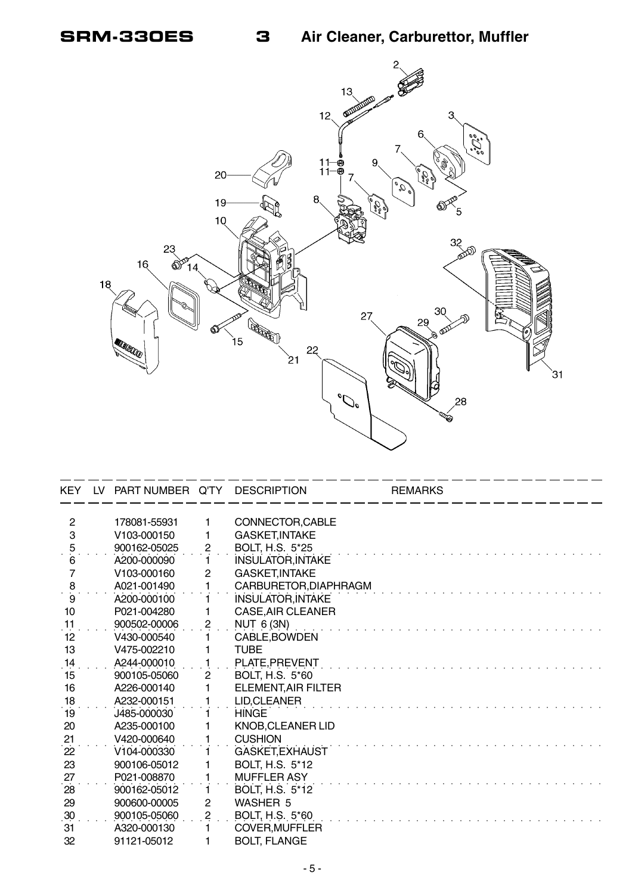# SRM-330ES 3 Air Cleaner, Carburettor, Muffler

| KEY | LV | PART NUMBER | Q'TY | DESCRIPTION | REMARKS |
|---|---|---|---|---|---|
| 2 | | 178081-55931 | 1 | CONNECTOR,CABLE | |
| 3 | | V103-000150 | 1 | GASKET,INTAKE | |
| 5 | | 900162-05025 | 2 | BOLT, H.S. 5*25 | |
| 6 | | A200-000090 | 1 | INSULATOR,INTAKE | |
| 7 | | V103-000160 | 2 | GASKET,INTAKE | |
| 8 | | A021-001490 | 1 | CARBURETOR,DIAPHRAGM | |
| 9 | | A200-000100 | 1 | INSULATOR,INTAKE | |
| 10 | | P021-004280 | 1 | CASE,AIR CLEANER | |
| 11 | | 900502-00006 | 2 | NUT 6 (3N) | |
| 12 | | V430-000540 | 1 | CABLE,BOWDEN | |
| 13 | | V475-002210 | 1 | TUBE | |
| 14 | | A244-000010 | 1 | PLATE,PREVENT | |
| 15 | | 900105-05060 | 2 | BOLT, H.S. 5*60 | |
| 16 | | A226-000140 | 1 | ELEMENT,AIR FILTER | |
| 18 | | A232-000151 | 1 | LID,CLEANER | |
| 19 | | J485-000030 | 1 | HINGE | |
| 20 | | A235-000100 | 1 | KNOB,CLEANER LID | |
| 21 | | V420-000640 | 1 | CUSHION | |
| 22 | | V104-000330 | 1 | GASKET,EXHAUST | |
| 23 | | 900106-05012 | 1 | BOLT, H.S. 5*12 | |
| 27 | | P021-008870 | 1 | MUFFLER ASY | |
| 28 | | 900162-05012 | 1 | BOLT, H.S. 5*12 | |
| 29 | | 900600-00005 | 2 | WASHER 5 | |
| 30 | | 900105-05060 | 2 | BOLT, H.S. 5*60 | |
| 31 | | A320-000130 | 1 | COVER,MUFFLER | |
| 32 | | 91121-05012 | 1 | BOLT, FLANGE | |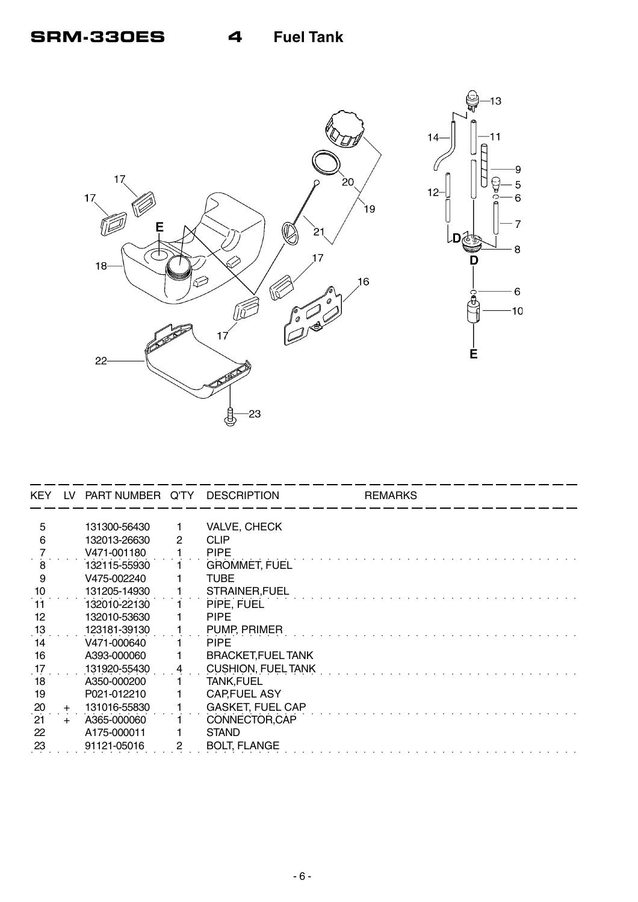# SRM-330ES 4 Fuel Tank

| KEY | LV | PART NUMBER | Q'TY | DESCRIPTION | REMARKS |
|---|---|---|---|---|---|
| 5 | | 131300-56430 | 1 | VALVE, CHECK | |
| 6 | | 132013-26630 | 2 | CLIP | |
| 7 | | V471-001180 | 1 | PIPE | |
| 8 | | 132115-55930 | 1 | GROMMET, FUEL | |
| 9 | | V475-002240 | 1 | TUBE | |
| 10 | | 131205-14930 | 1 | STRAINER,FUEL | |
| 11 | | 132010-22130 | 1 | PIPE, FUEL | |
| 12 | | 132010-53630 | 1 | PIPE | |
| 13 | | 123181-39130 | 1 | PUMP, PRIMER | |
| 14 | | V471-000640 | 1 | PIPE | |
| 16 | | A393-000060 | 1 | BRACKET,FUEL TANK | |
| 17 | | 131920-55430 | 4 | CUSHION, FUEL TANK | |
| 18 | | A350-000200 | 1 | TANK,FUEL | |
| 19 | | P021-012210 | 1 | CAP,FUEL ASY | |
| 20 | + | 131016-55830 | 1 | GASKET, FUEL CAP | |
| 21 | + | A365-000060 | 1 | CONNECTOR,CAP | |
| 22 | | A175-000011 | 1 | STAND | |
| 23 | | 91121-05016 | 2 | BOLT, FLANGE | |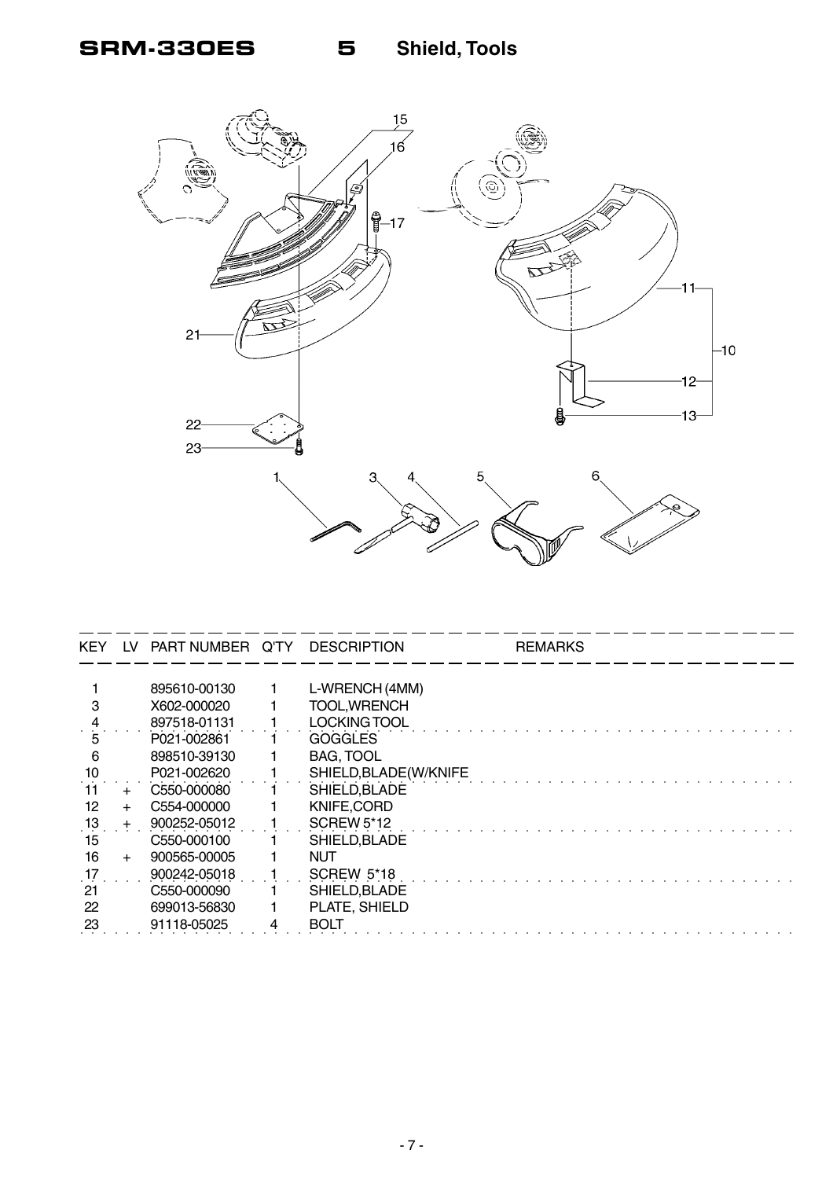# SRM-330ES 5 Shield, Tools

| KEY | LV | PART NUMBER | Q'TY | DESCRIPTION | REMARKS |
|---|---|---|---|---|---|
| 1 | | 895610-00130 | 1 | L-WRENCH (4MM) | |
| 3 | | X602-000020 | 1 | TOOL,WRENCH | |
| 4 | | 897518-01131 | 1 | LOCKING TOOL | |
| 5 | | P021-002861 | 1 | GOGGLES | |
| 6 | | 898510-39130 | 1 | BAG, TOOL | |
| 10 | | P021-002620 | 1 | SHIELD,BLADE(W/KNIFE | |
| 11 | + | C550-000080 | 1 | SHIELD,BLADE | |
| 12 | + | C554-000000 | 1 | KNIFE,CORD | |
| 13 | + | 900252-05012 | 1 | SCREW 5*12 | |
| 15 | | C550-000100 | 1 | SHIELD,BLADE | |
| 16 | + | 900565-00005 | 1 | NUT | |
| 17 | | 900242-05018 | 1 | SCREW 5*18 | |
| 21 | | C550-000090 | 1 | SHIELD,BLADE | |
| 22 | | 699013-56830 | 1 | PLATE, SHIELD | |
| 23 | | 91118-05025 | 4 | BOLT | |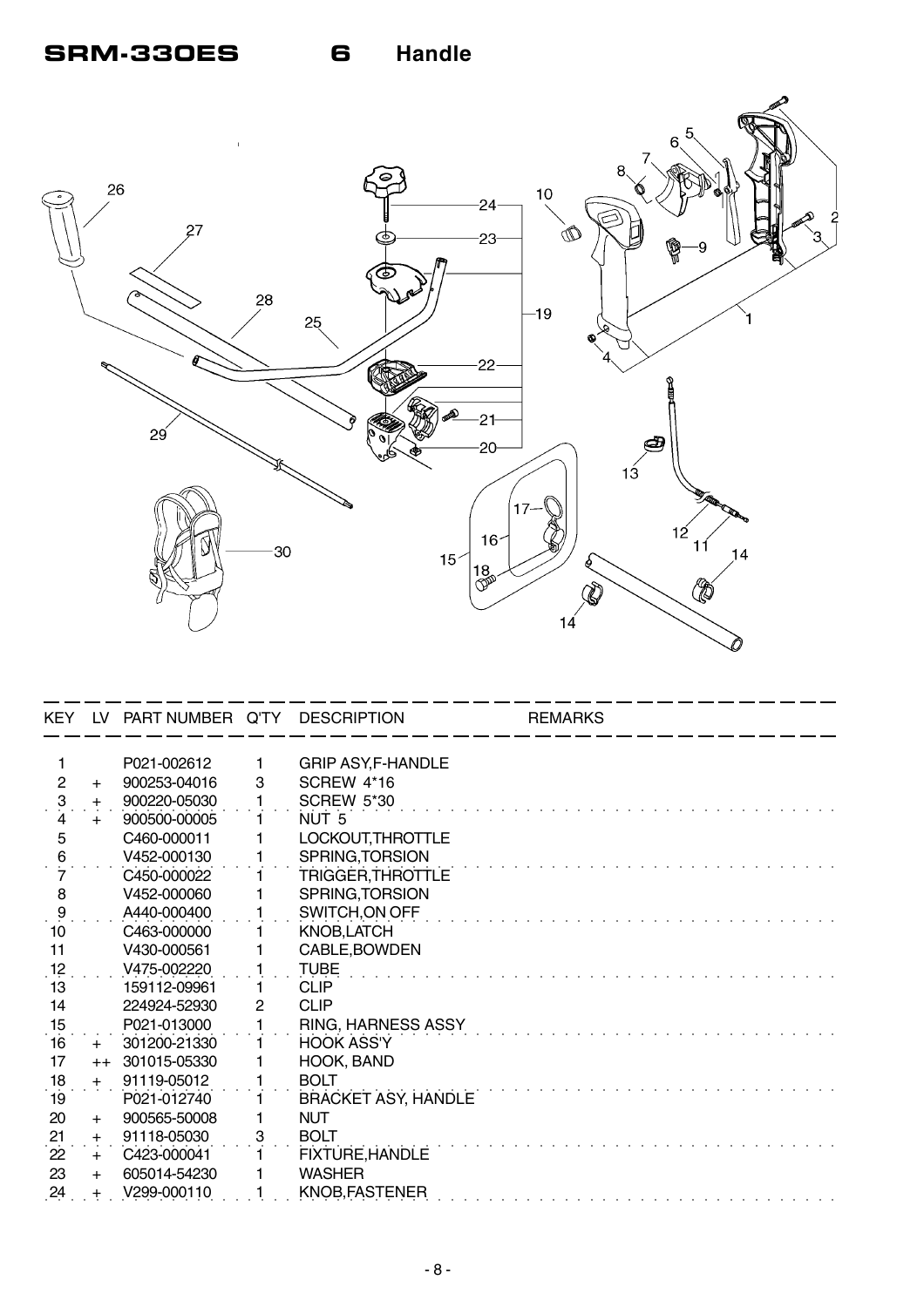# SRM-330ES 6 Handle

| KEY | LV | PART NUMBER | Q'TY | DESCRIPTION | REMARKS |
|---|---|---|---|---|---|
| 1 | | P021-002612 | 1 | GRIP ASY,F-HANDLE | |
| 2 | + | 900253-04016 | 3 | SCREW 4*16 | |
| 3 | + | 900220-05030 | 1 | SCREW 5*30 | |
| 4 | + | 900500-00005 | 1 | NUT 5 | |
| 5 | | C460-000011 | 1 | LOCKOUT,THROTTLE | |
| 6 | | V452-000130 | 1 | SPRING,TORSION | |
| 7 | | C450-000022 | 1 | TRIGGER,THROTTLE | |
| 8 | | V452-000060 | 1 | SPRING,TORSION | |
| 9 | | A440-000400 | 1 | SWITCH,ON OFF | |
| 10 | | C463-000000 | 1 | KNOB,LATCH | |
| 11 | | V430-000561 | 1 | CABLE,BOWDEN | |
| 12 | | V475-002220 | 1 | TUBE | |
| 13 | | 159112-09961 | 1 | CLIP | |
| 14 | | 224924-52930 | 2 | CLIP | |
| 15 | | P021-013000 | 1 | RING, HARNESS ASSY | |
| 16 | + | 301200-21330 | 1 | HOOK ASS'Y | |
| 17 | ++ | 301015-05330 | 1 | HOOK, BAND | |
| 18 | + | 91119-05012 | 1 | BOLT | |
| 19 | | P021-012740 | 1 | BRACKET ASY, HANDLE | |
| 20 | + | 900565-50008 | 1 | NUT | |
| 21 | + | 91118-05030 | 3 | BOLT | |
| 22 | + | C423-000041 | 1 | FIXTURE,HANDLE | |
| 23 | + | 605014-54230 | 1 | WASHER | |
| 24 | + | V299-000110 | 1 | KNOB,FASTENER | |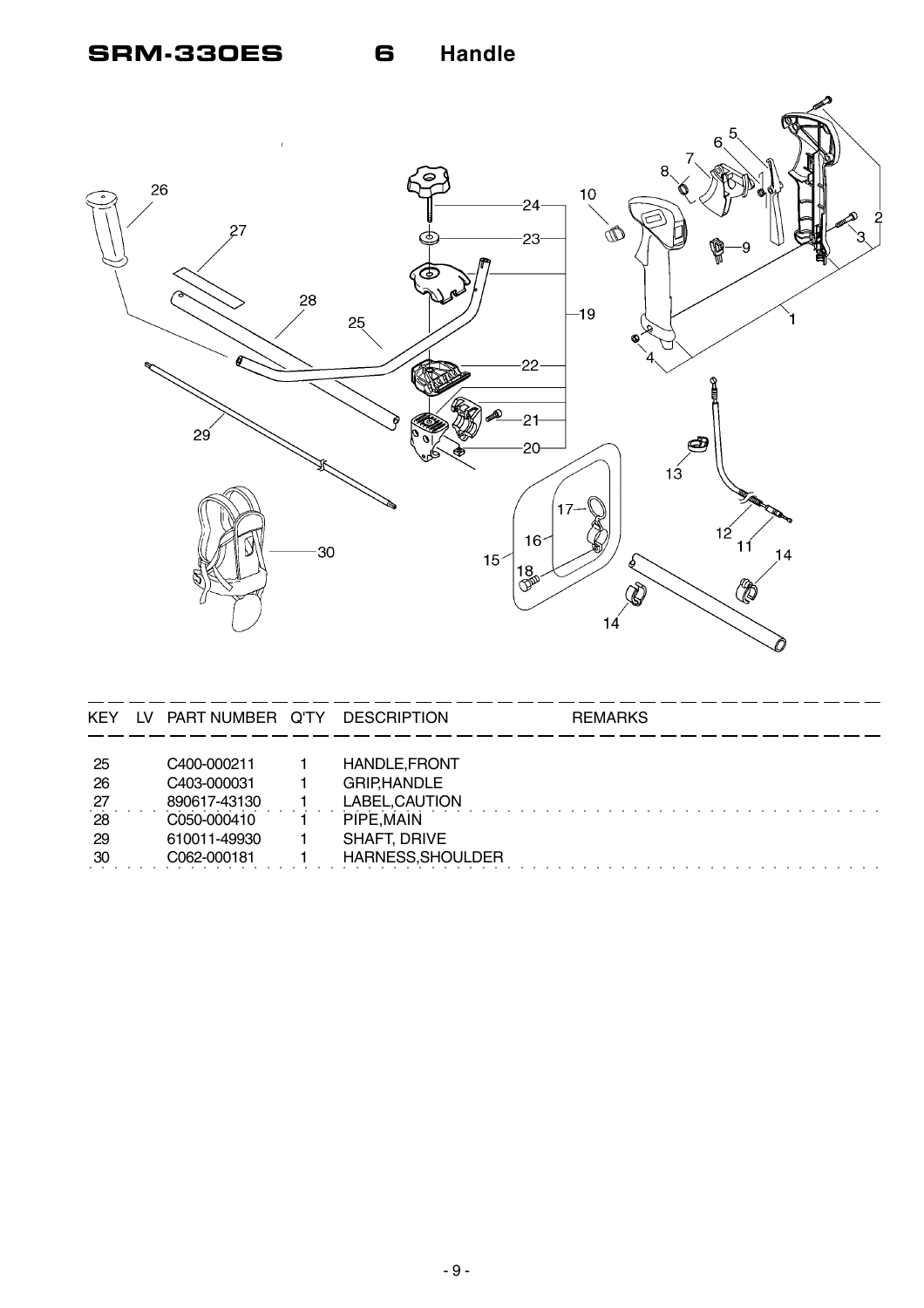# SRM-330ES 6 Handle

| KEY | LV | PART NUMBER | Q'TY | DESCRIPTION | REMARKS |
|---|---|---|---|---|---|
| 25 | | C400-000211 | 1 | HANDLE,FRONT | |
| 26 | | C403-000031 | 1 | GRIP,HANDLE | |
| 27 | | 890617-43130 | 1 | LABEL,CAUTION | |
| 28 | | C050-000410 | 1 | PIPE,MAIN | |
| 29 | | 610011-49930 | 1 | SHAFT, DRIVE | |
| 30 | | C062-000181 | 1 | HARNESS,SHOULDER | |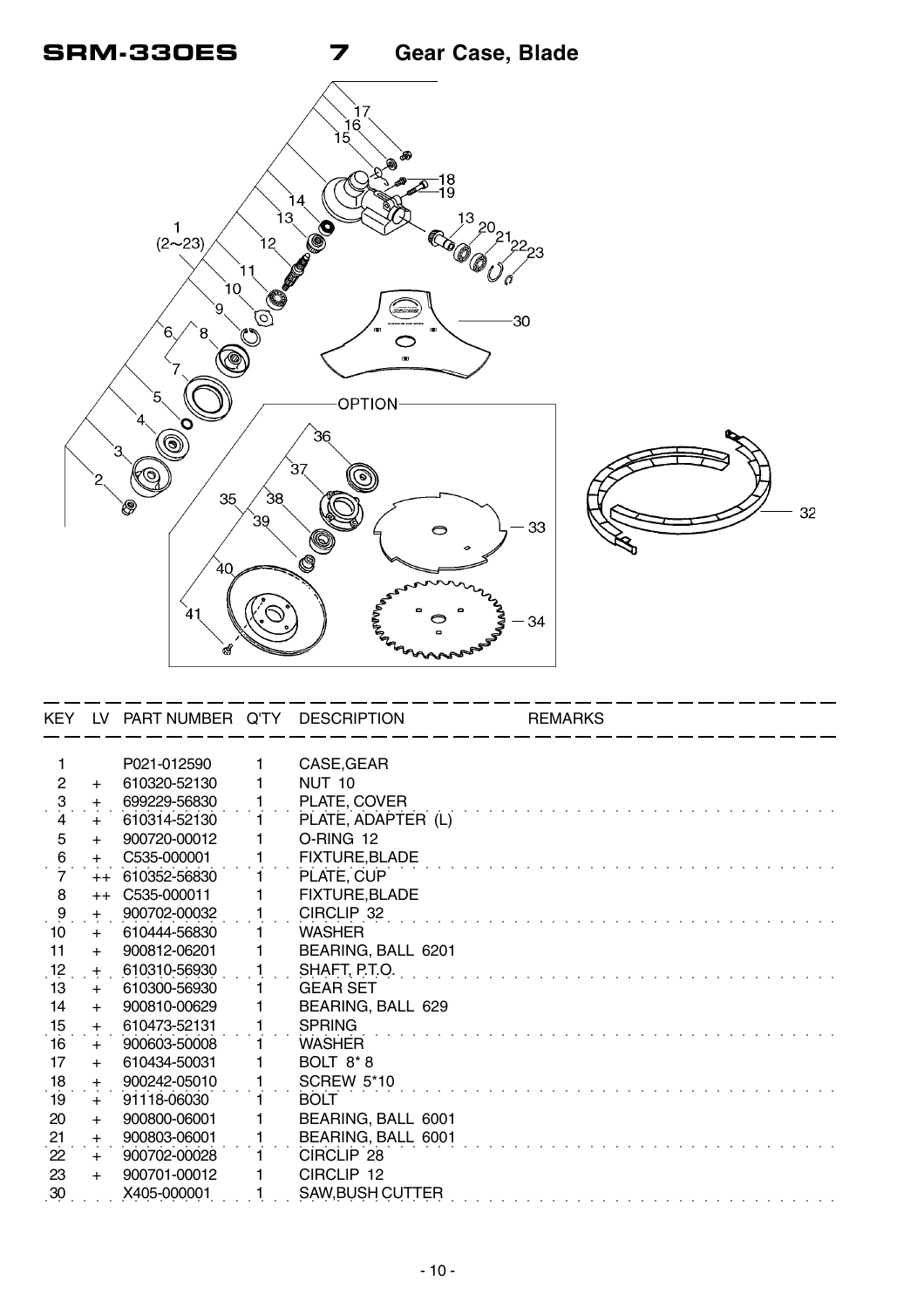# SRM-330ES 7 Gear Case, Blade

| KEY | LV | PART NUMBER | Q'TY | DESCRIPTION | REMARKS |
|---|---|---|---|---|---|
| 1 | | P021-012590 | 1 | CASE,GEAR | |
| 2 | + | 610320-52130 | 1 | NUT 10 | |
| 3 | + | 699229-56830 | 1 | PLATE, COVER | |
| 4 | + | 610314-52130 | 1 | PLATE, ADAPTER (L) | |
| 5 | + | 900720-00012 | 1 | O-RING 12 | |
| 6 | + | C535-000001 | 1 | FIXTURE,BLADE | |
| 7 | ++ | 610352-56830 | 1 | PLATE, CUP | |
| 8 | ++ | C535-000011 | 1 | FIXTURE,BLADE | |
| 9 | + | 900702-00032 | 1 | CIRCLIP 32 | |
| 10 | + | 610444-56830 | 1 | WASHER | |
| 11 | + | 900812-06201 | 1 | BEARING, BALL 6201 | |
| 12 | + | 610310-56930 | 1 | SHAFT, P.T.O. | |
| 13 | + | 610300-56930 | 1 | GEAR SET | |
| 14 | + | 900810-00629 | 1 | BEARING, BALL 629 | |
| 15 | + | 610473-52131 | 1 | SPRING | |
| 16 | + | 900603-50008 | 1 | WASHER | |
| 17 | + | 610434-50031 | 1 | BOLT 8* 8 | |
| 18 | + | 900242-05010 | 1 | SCREW 5*10 | |
| 19 | + | 91118-06030 | 1 | BOLT | |
| 20 | + | 900800-06001 | 1 | BEARING, BALL 6001 | |
| 21 | + | 900803-06001 | 1 | BEARING, BALL 6001 | |
| 22 | + | 900702-00028 | 1 | CIRCLIP 28 | |
| 23 | + | 900701-00012 | 1 | CIRCLIP 12 | |
| 30 | | X405-000001 | 1 | SAW,BUSH CUTTER | |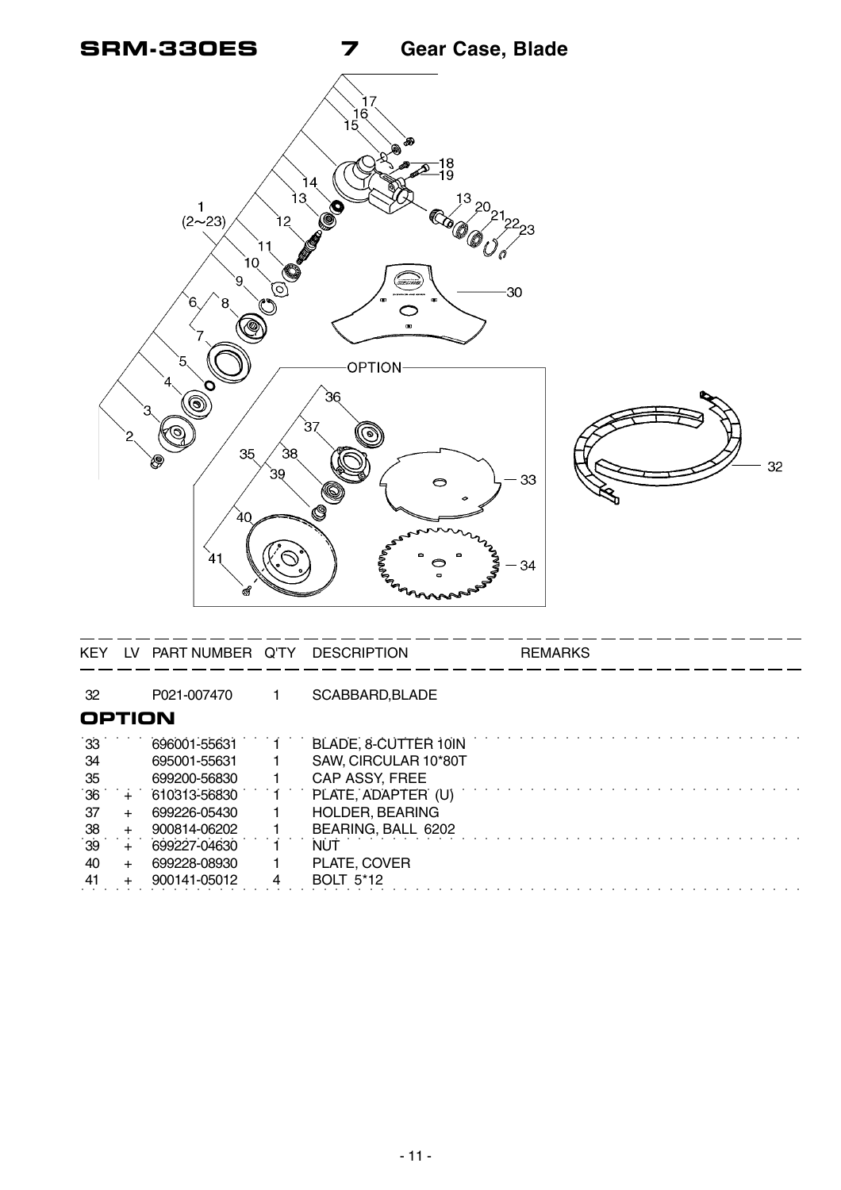# SRM-330ES 7 Gear Case, Blade

| KEY | LV | PART NUMBER | Q'TY | DESCRIPTION | REMARKS |
|---|---|---|---|---|---|
| 32 | | P021-007470 | 1 | SCABBARD,BLADE | |

## OPTION

| KEY | LV | PART NUMBER | Q'TY | DESCRIPTION | REMARKS |
|---|---|---|---|---|---|
| 33 | | 696001-55631 | 1 | BLADE, 8-CUTTER 10IN | |
| 34 | | 695001-55631 | 1 | SAW, CIRCULAR 10*80T | |
| 35 | | 699200-56830 | 1 | CAP ASSY, FREE | |
| 36 | + | 610313-56830 | 1 | PLATE, ADAPTER (U) | |
| 37 | + | 699226-05430 | 1 | HOLDER, BEARING | |
| 38 | + | 900814-06202 | 1 | BEARING, BALL 6202 | |
| 39 | + | 699227-04630 | 1 | NUT | |
| 40 | + | 699228-08930 | 1 | PLATE, COVER | |
| 41 | + | 900141-05012 | 4 | BOLT 5*12 | |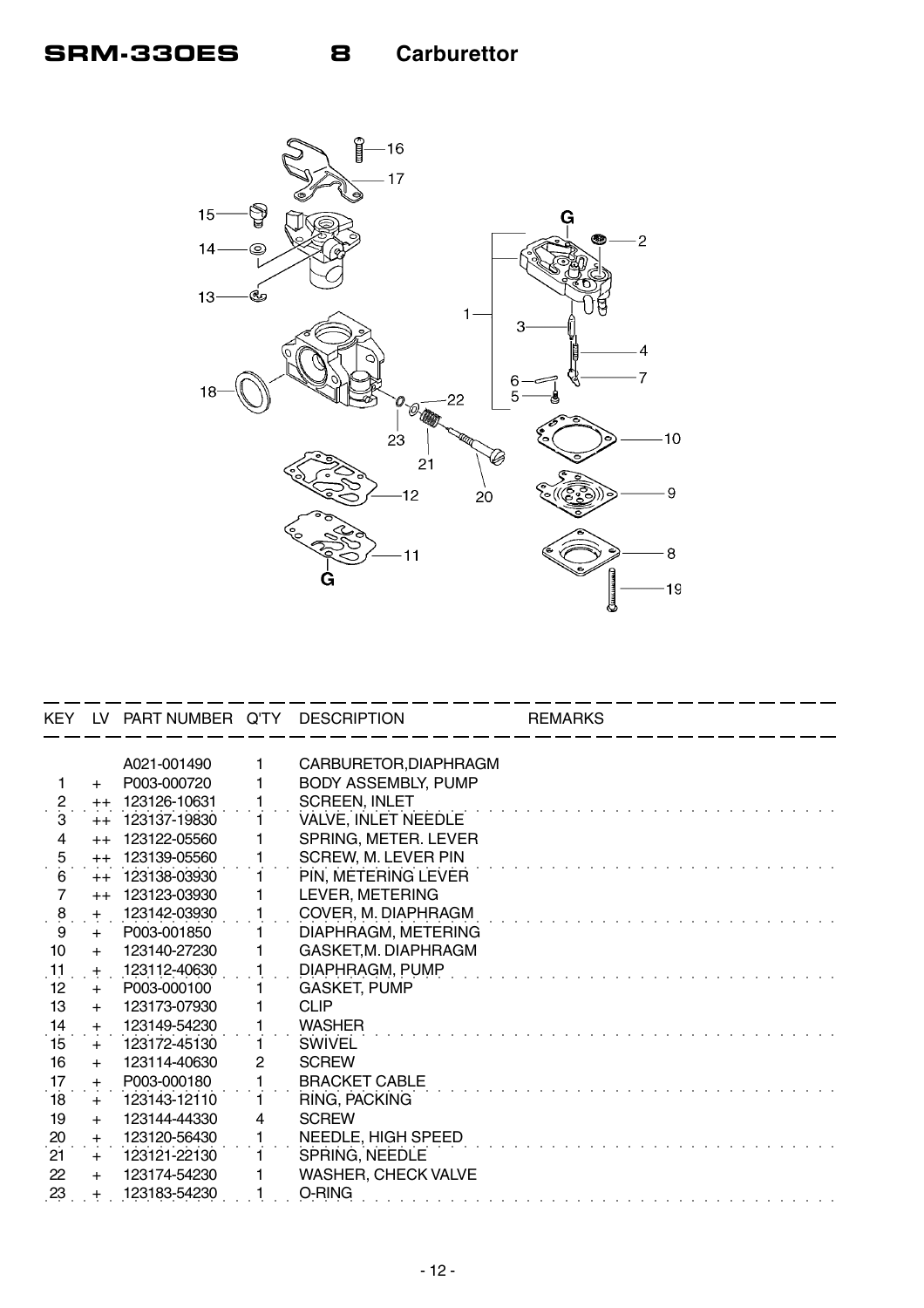# SRM-330ES 8 Carburettor

| KEY | LV | PART NUMBER | Q'TY | DESCRIPTION | REMARKS |
|---|---|---|---|---|---|
| | | A021-001490 | 1 | CARBURETOR,DIAPHRAGM | |
| 1 | + | P003-000720 | 1 | BODY ASSEMBLY, PUMP | |
| 2 | ++ | 123126-10631 | 1 | SCREEN, INLET | |
| 3 | ++ | 123137-19830 | 1 | VALVE, INLET NEEDLE | |
| 4 | ++ | 123122-05560 | 1 | SPRING, METER. LEVER | |
| 5 | ++ | 123139-05560 | 1 | SCREW, M. LEVER PIN | |
| 6 | ++ | 123138-03930 | 1 | PIN, METERING LEVER | |
| 7 | ++ | 123123-03930 | 1 | LEVER, METERING | |
| 8 | + | 123142-03930 | 1 | COVER, M. DIAPHRAGM | |
| 9 | + | P003-001850 | 1 | DIAPHRAGM, METERING | |
| 10 | + | 123140-27230 | 1 | GASKET,M. DIAPHRAGM | |
| 11 | + | 123112-40630 | 1 | DIAPHRAGM, PUMP | |
| 12 | + | P003-000100 | 1 | GASKET, PUMP | |
| 13 | + | 123173-07930 | 1 | CLIP | |
| 14 | + | 123149-54230 | 1 | WASHER | |
| 15 | + | 123172-45130 | 1 | SWIVEL | |
| 16 | + | 123114-40630 | 2 | SCREW | |
| 17 | + | P003-000180 | 1 | BRACKET CABLE | |
| 18 | + | 123143-12110 | 1 | RING, PACKING | |
| 19 | + | 123144-44330 | 4 | SCREW | |
| 20 | + | 123120-56430 | 1 | NEEDLE, HIGH SPEED | |
| 21 | + | 123121-22130 | 1 | SPRING, NEEDLE | |
| 22 | + | 123174-54230 | 1 | WASHER, CHECK VALVE | |
| 23 | + | 123183-54230 | 1 | O-RING | |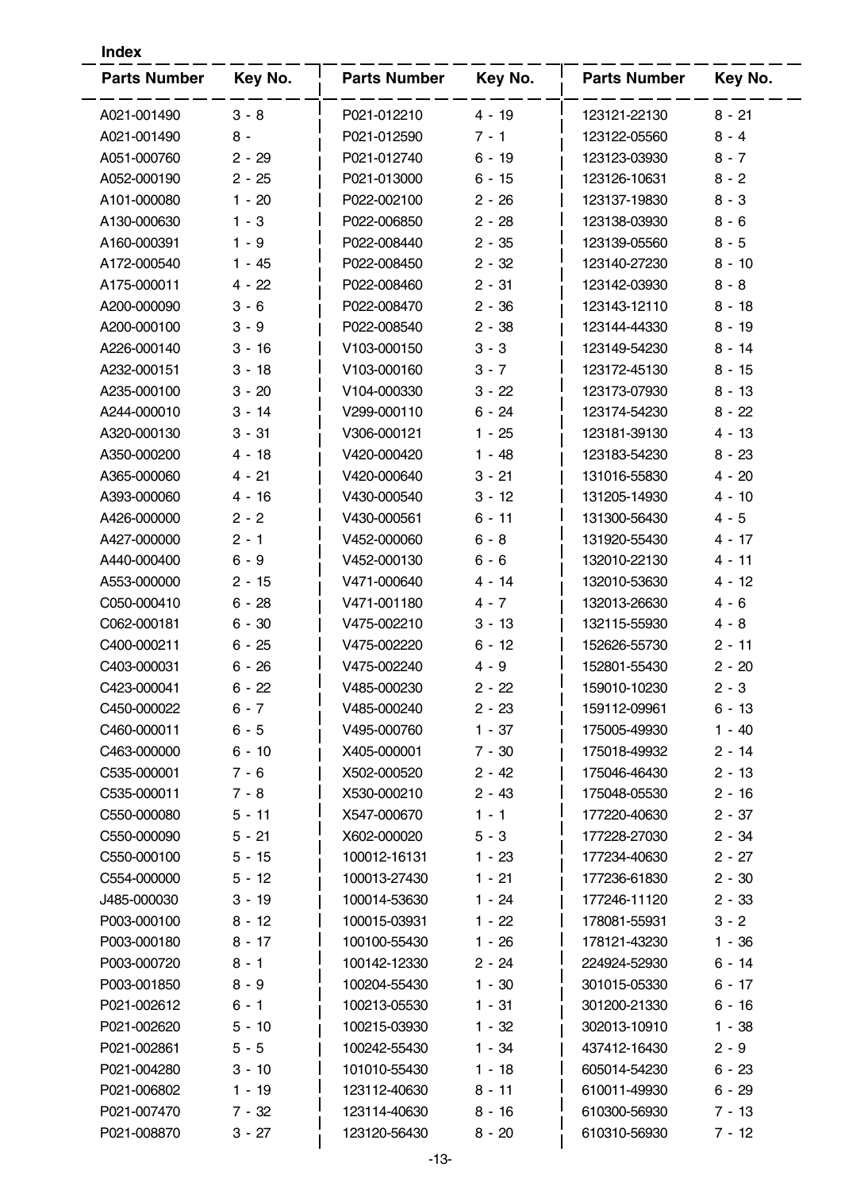**Index**

| Parts Number | Key No. | Parts Number | Key No. | Parts Number | Key No. |
|---|---|---|---|---|---|
| A021-001490 | 3 - 8 | P021-012210 | 4 - 19 | 123121-22130 | 8 - 21 |
| A021-001490 | 8 - | P021-012590 | 7 - 1 | 123122-05560 | 8 - 4 |
| A051-000760 | 2 - 29 | P021-012740 | 6 - 19 | 123123-03930 | 8 - 7 |
| A052-000190 | 2 - 25 | P021-013000 | 6 - 15 | 123126-10631 | 8 - 2 |
| A101-000080 | 1 - 20 | P022-002100 | 2 - 26 | 123137-19830 | 8 - 3 |
| A130-000630 | 1 - 3 | P022-006850 | 2 - 28 | 123138-03930 | 8 - 6 |
| A160-000391 | 1 - 9 | P022-008440 | 2 - 35 | 123139-05560 | 8 - 5 |
| A172-000540 | 1 - 45 | P022-008450 | 2 - 32 | 123140-27230 | 8 - 10 |
| A175-000011 | 4 - 22 | P022-008460 | 2 - 31 | 123142-03930 | 8 - 8 |
| A200-000090 | 3 - 6 | P022-008470 | 2 - 36 | 123143-12110 | 8 - 18 |
| A200-000100 | 3 - 9 | P022-008540 | 2 - 38 | 123144-44330 | 8 - 19 |
| A226-000140 | 3 - 16 | V103-000150 | 3 - 3 | 123149-54230 | 8 - 14 |
| A232-000151 | 3 - 18 | V103-000160 | 3 - 7 | 123172-45130 | 8 - 15 |
| A235-000100 | 3 - 20 | V104-000330 | 3 - 22 | 123173-07930 | 8 - 13 |
| A244-000010 | 3 - 14 | V299-000110 | 6 - 24 | 123174-54230 | 8 - 22 |
| A320-000130 | 3 - 31 | V306-000121 | 1 - 25 | 123181-39130 | 4 - 13 |
| A350-000200 | 4 - 18 | V420-000420 | 1 - 48 | 123183-54230 | 8 - 23 |
| A365-000060 | 4 - 21 | V420-000640 | 3 - 21 | 131016-55830 | 4 - 20 |
| A393-000060 | 4 - 16 | V430-000540 | 3 - 12 | 131205-14930 | 4 - 10 |
| A426-000000 | 2 - 2 | V430-000561 | 6 - 11 | 131300-56430 | 4 - 5 |
| A427-000000 | 2 - 1 | V452-000060 | 6 - 8 | 131920-55430 | 4 - 17 |
| A440-000400 | 6 - 9 | V452-000130 | 6 - 6 | 132010-22130 | 4 - 11 |
| A553-000000 | 2 - 15 | V471-000640 | 4 - 14 | 132010-53630 | 4 - 12 |
| C050-000410 | 6 - 28 | V471-001180 | 4 - 7 | 132013-26630 | 4 - 6 |
| C062-000181 | 6 - 30 | V475-002210 | 3 - 13 | 132115-55930 | 4 - 8 |
| C400-000211 | 6 - 25 | V475-002220 | 6 - 12 | 152626-55730 | 2 - 11 |
| C403-000031 | 6 - 26 | V475-002240 | 4 - 9 | 152801-55430 | 2 - 20 |
| C423-000041 | 6 - 22 | V485-000230 | 2 - 22 | 159010-10230 | 2 - 3 |
| C450-000022 | 6 - 7 | V485-000240 | 2 - 23 | 159112-09961 | 6 - 13 |
| C460-000011 | 6 - 5 | V495-000760 | 1 - 37 | 175005-49930 | 1 - 40 |
| C463-000000 | 6 - 10 | X405-000001 | 7 - 30 | 175018-49932 | 2 - 14 |
| C535-000001 | 7 - 6 | X502-000520 | 2 - 42 | 175046-46430 | 2 - 13 |
| C535-000011 | 7 - 8 | X530-000210 | 2 - 43 | 175048-05530 | 2 - 16 |
| C550-000080 | 5 - 11 | X547-000670 | 1 - 1 | 177220-40630 | 2 - 37 |
| C550-000090 | 5 - 21 | X602-000020 | 5 - 3 | 177228-27030 | 2 - 34 |
| C550-000100 | 5 - 15 | 100012-16131 | 1 - 23 | 177234-40630 | 2 - 27 |
| C554-000000 | 5 - 12 | 100013-27430 | 1 - 21 | 177236-61830 | 2 - 30 |
| J485-000030 | 3 - 19 | 100014-53630 | 1 - 24 | 177246-11120 | 2 - 33 |
| P003-000100 | 8 - 12 | 100015-03931 | 1 - 22 | 178081-55931 | 3 - 2 |
| P003-000180 | 8 - 17 | 100100-55430 | 1 - 26 | 178121-43230 | 1 - 36 |
| P003-000720 | 8 - 1 | 100142-12330 | 2 - 24 | 224924-52930 | 6 - 14 |
| P003-001850 | 8 - 9 | 100204-55430 | 1 - 30 | 301015-05330 | 6 - 17 |
| P021-002612 | 6 - 1 | 100213-05530 | 1 - 31 | 301200-21330 | 6 - 16 |
| P021-002620 | 5 - 10 | 100215-03930 | 1 - 32 | 302013-10910 | 1 - 38 |
| P021-002861 | 5 - 5 | 100242-55430 | 1 - 34 | 437412-16430 | 2 - 9 |
| P021-004280 | 3 - 10 | 101010-55430 | 1 - 18 | 605014-54230 | 6 - 23 |
| P021-006802 | 1 - 19 | 123112-40630 | 8 - 11 | 610011-49930 | 6 - 29 |
| P021-007470 | 7 - 32 | 123114-40630 | 8 - 16 | 610300-56930 | 7 - 13 |
| P021-008870 | 3 - 27 | 123120-56430 | 8 - 20 | 610310-56930 | 7 - 12 |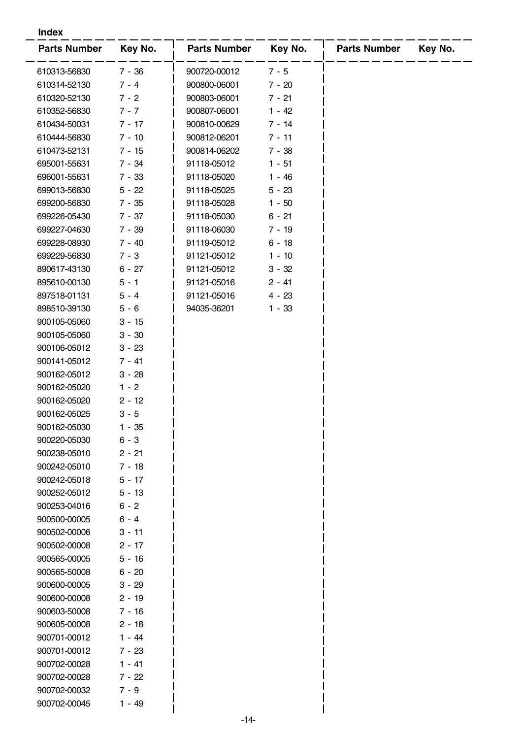## Index

| Parts Number | Key No. |
|---|---|
| 610313-56830 | 7 - 36 |
| 610314-52130 | 7 - 4 |
| 610320-52130 | 7 - 2 |
| 610352-56830 | 7 - 7 |
| 610434-50031 | 7 - 17 |
| 610444-56830 | 7 - 10 |
| 610473-52131 | 7 - 15 |
| 695001-55631 | 7 - 34 |
| 696001-55631 | 7 - 33 |
| 699013-56830 | 5 - 22 |
| 699200-56830 | 7 - 35 |
| 699226-05430 | 7 - 37 |
| 699227-04630 | 7 - 39 |
| 699228-08930 | 7 - 40 |
| 699229-56830 | 7 - 3 |
| 890617-43130 | 6 - 27 |
| 895610-00130 | 5 - 1 |
| 897518-01131 | 5 - 4 |
| 898510-39130 | 5 - 6 |
| 900105-05060 | 3 - 15 |
| 900105-05060 | 3 - 30 |
| 900106-05012 | 3 - 23 |
| 900141-05012 | 7 - 41 |
| 900162-05012 | 3 - 28 |
| 900162-05020 | 1 - 2 |
| 900162-05020 | 2 - 12 |
| 900162-05025 | 3 - 5 |
| 900162-05030 | 1 - 35 |
| 900220-05030 | 6 - 3 |
| 900238-05010 | 2 - 21 |
| 900242-05010 | 7 - 18 |
| 900242-05018 | 5 - 17 |
| 900252-05012 | 5 - 13 |
| 900253-04016 | 6 - 2 |
| 900500-00005 | 6 - 4 |
| 900502-00006 | 3 - 11 |
| 900502-00008 | 2 - 17 |
| 900565-00005 | 5 - 16 |
| 900565-50008 | 6 - 20 |
| 900600-00005 | 3 - 29 |
| 900600-00008 | 2 - 19 |
| 900603-50008 | 7 - 16 |
| 900605-00008 | 2 - 18 |
| 900701-00012 | 1 - 44 |
| 900701-00012 | 7 - 23 |
| 900702-00028 | 1 - 41 |
| 900702-00028 | 7 - 22 |
| 900702-00032 | 7 - 9 |
| 900702-00045 | 1 - 49 |
| 900720-00012 | 7 - 5 |
| 900800-06001 | 7 - 20 |
| 900803-06001 | 7 - 21 |
| 900807-06001 | 1 - 42 |
| 900810-00629 | 7 - 14 |
| 900812-06201 | 7 - 11 |
| 900814-06202 | 7 - 38 |
| 91118-05012 | 1 - 51 |
| 91118-05020 | 1 - 46 |
| 91118-05025 | 5 - 23 |
| 91118-05028 | 1 - 50 |
| 91118-05030 | 6 - 21 |
| 91118-06030 | 7 - 19 |
| 91119-05012 | 6 - 18 |
| 91121-05012 | 1 - 10 |
| 91121-05012 | 3 - 32 |
| 91121-05016 | 2 - 41 |
| 91121-05016 | 4 - 23 |
| 94035-36201 | 1 - 33 |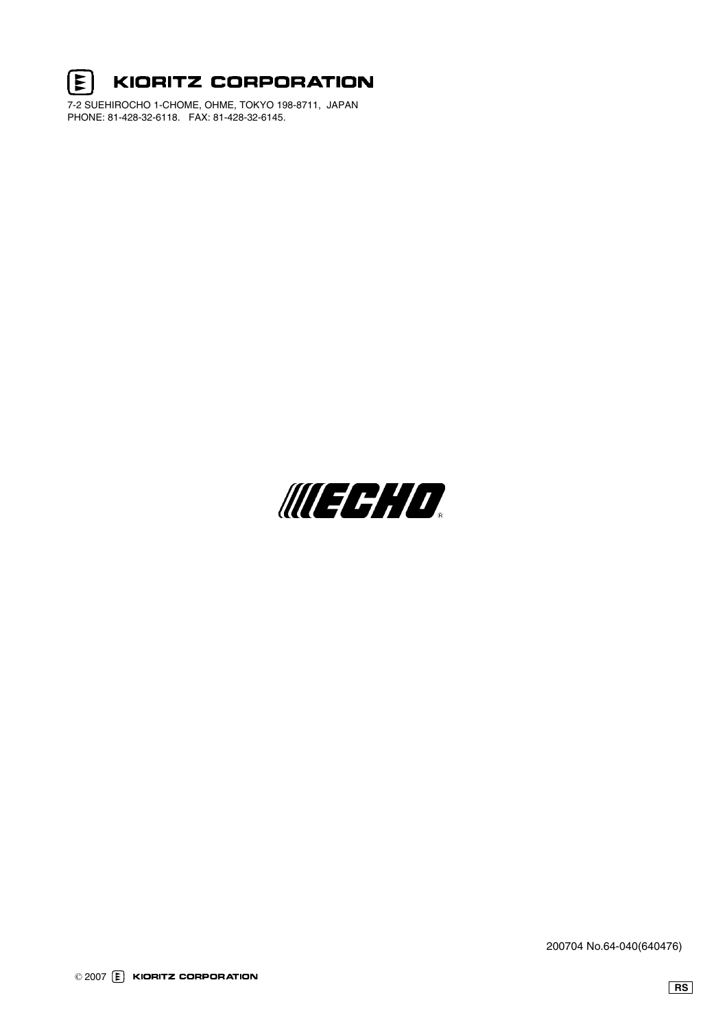**KIORITZ CORPORATION**

7-2 SUEHIROCHO 1-CHOME, OHME, TOKYO 198-8711, JAPAN
PHONE: 81-428-32-6118. FAX: 81-428-32-6145.

ECHO®

200704 No.64-040(640476)

© 2007 KIORITZ CORPORATION

RS